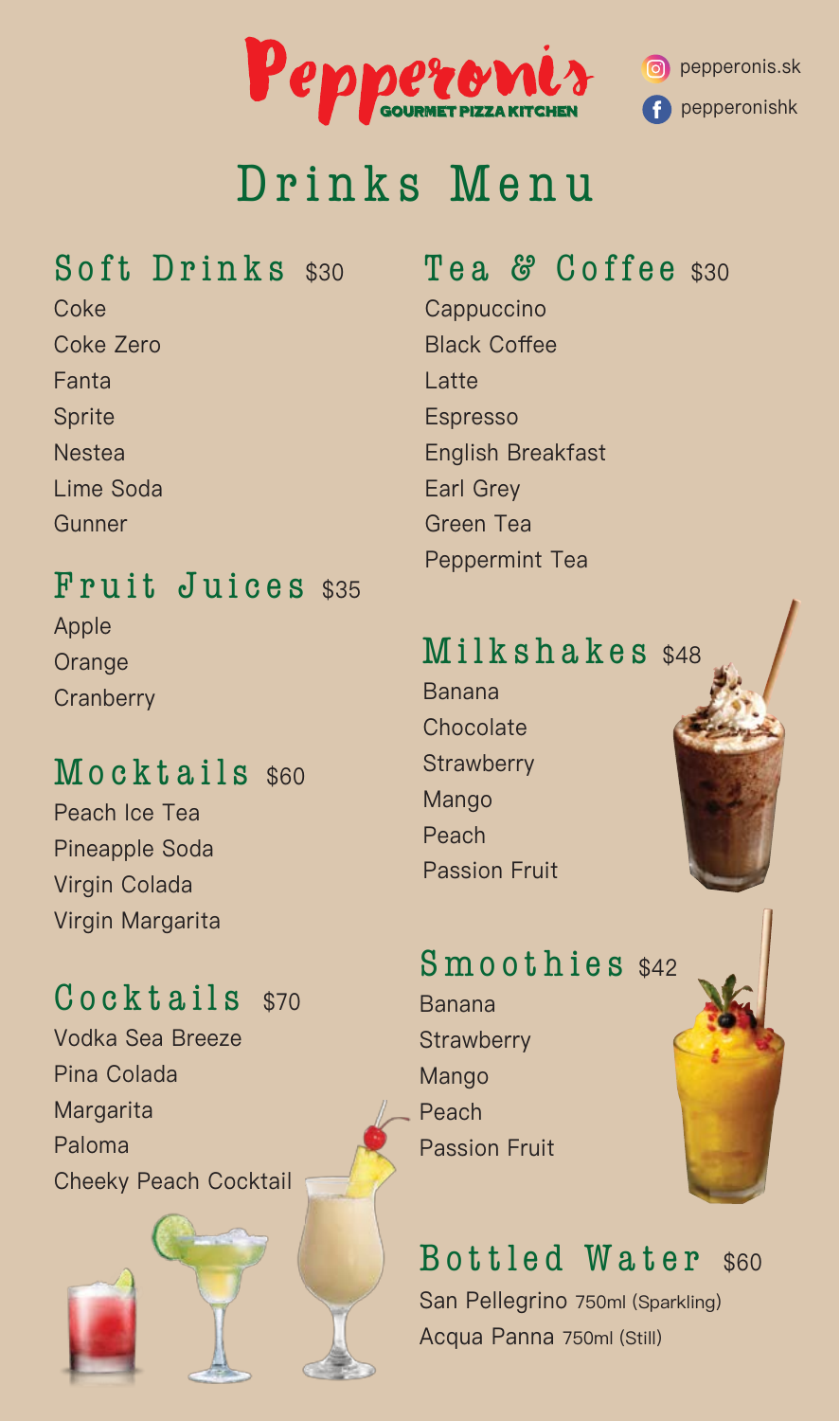# Pepperonis

GOURMET PIZZA KITCHEN

pepperonis.sk

pepperonishk

# Drinks Menu

## Soft Drinks $30

Coke
Coke Zero
Fanta
Sprite
Nestea
Lime Soda
Gunner

## Fruit Juices $35

Apple
Orange
Cranberry

## Mocktails $60

Peach Ice Tea
Pineapple Soda
Virgin Colada
Virgin Margarita

## Cocktails $70

Vodka Sea Breeze
Pina Colada
Margarita
Paloma
Cheeky Peach Cocktail

## Tea & Coffee $30

Cappuccino
Black Coffee
Latte
Espresso
English Breakfast
Earl Grey
Green Tea
Peppermint Tea

## Milkshakes $48

Banana
Chocolate
Strawberry
Mango
Peach
Passion Fruit

## Smoothies $42

Banana
Strawberry
Mango
Peach
Passion Fruit

## Bottled Water $60

San Pellegrino 750ml (Sparkling)
Acqua Panna 750ml (Still)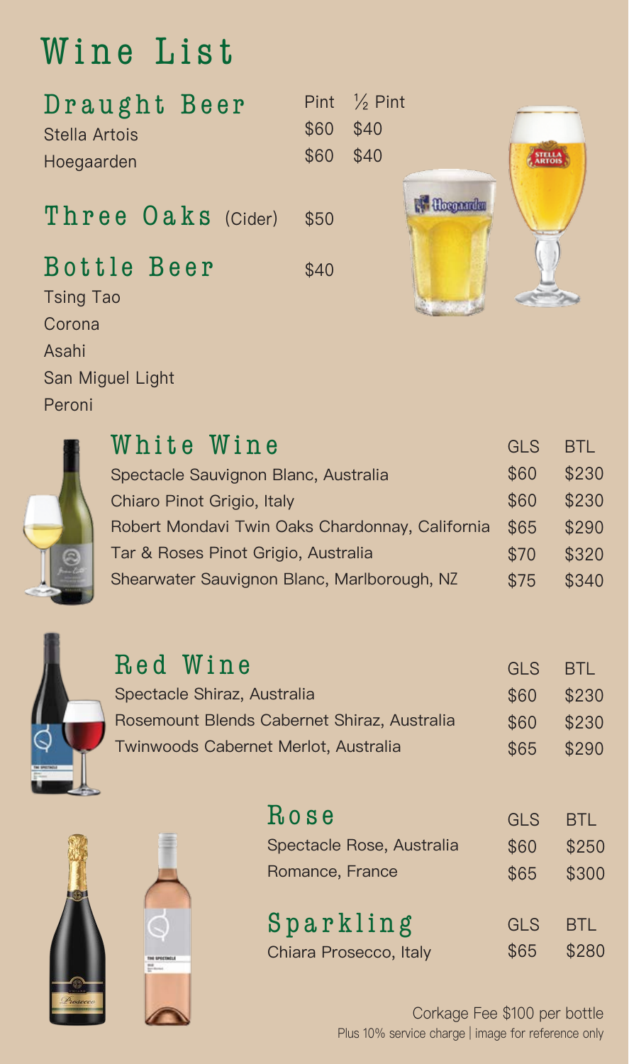# Wine List

## Draught Beer

| | Pint | ½ Pint |
|---|---|---|
| Stella Artois | $60 | $40 |
| Hoegaarden | $60 | $40 |

## Three Oaks (Cider) $50

## Bottle Beer $40

Tsing Tao
Corona
Asahi
San Miguel Light
Peroni

## White Wine

| | GLS | BTL |
|---|---|---|
| Spectacle Sauvignon Blanc, Australia | $60 | $230 |
| Chiaro Pinot Grigio, Italy | $60 | $230 |
| Robert Mondavi Twin Oaks Chardonnay, California | $65 | $290 |
| Tar & Roses Pinot Grigio, Australia | $70 | $320 |
| Shearwater Sauvignon Blanc, Marlborough, NZ | $75 | $340 |

## Red Wine

| | GLS | BTL |
|---|---|---|
| Spectacle Shiraz, Australia | $60 | $230 |
| Rosemount Blends Cabernet Shiraz, Australia | $60 | $230 |
| Twinwoods Cabernet Merlot, Australia | $65 | $290 |

## Rose

| | GLS | BTL |
|---|---|---|
| Spectacle Rose, Australia | $60 | $250 |
| Romance, France | $65 | $300 |

## Sparkling

| | GLS | BTL |
|---|---|---|
| Chiara Prosecco, Italy | $65 | $280 |

Corkage Fee $100 per bottle
Plus 10% service charge | image for reference only